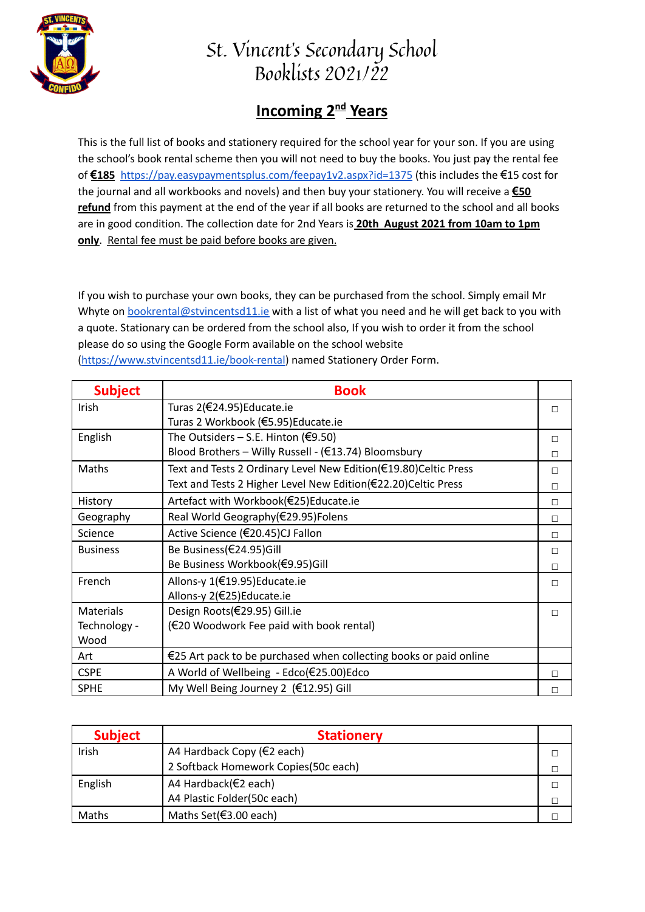# St. Vincent's Secondary School Booklists 2021/22

## Incoming 2nd Years

This is the full list of books and stationery required for the school year for your son. If you are using the school's book rental scheme then you will not need to buy the books. You just pay the rental fee of **€185** https://pay.easypaymentsplus.com/feepay1v2.aspx?id=1375 (this includes the €15 cost for the journal and all workbooks and novels) and then buy your stationery. You will receive a **€50 refund** from this payment at the end of the year if all books are returned to the school and all books are in good condition. The collection date for 2nd Years is **20th August 2021 from 10am to 1pm only**. Rental fee must be paid before books are given.

If you wish to purchase your own books, they can be purchased from the school. Simply email Mr Whyte on bookrental@stvincentsd11.ie with a list of what you need and he will get back to you with a quote. Stationary can be ordered from the school also, If you wish to order it from the school please do so using the Google Form available on the school website (https://www.stvincentsd11.ie/book-rental) named Stationery Order Form.

| Subject | Book | |
|---|---|---|
| Irish | Turas 2(€24.95)Educate.ie<br>Turas 2 Workbook (€5.95)Educate.ie | ☐ |
| English | The Outsiders – S.E. Hinton (€9.50)<br>Blood Brothers – Willy Russell - (€13.74) Bloomsbury | ☐<br>☐ |
| Maths | Text and Tests 2 Ordinary Level New Edition(€19.80)Celtic Press<br>Text and Tests 2 Higher Level New Edition(€22.20)Celtic Press | ☐<br>☐ |
| History | Artefact with Workbook(€25)Educate.ie | ☐ |
| Geography | Real World Geography(€29.95)Folens | ☐ |
| Science | Active Science (€20.45)CJ Fallon | ☐ |
| Business | Be Business(€24.95)Gill<br>Be Business Workbook(€9.95)Gill | ☐<br>☐ |
| French | Allons-y 1(€19.95)Educate.ie<br>Allons-y 2(€25)Educate.ie | ☐ |
| Materials Technology - Wood | Design Roots(€29.95) Gill.ie<br>(€20 Woodwork Fee paid with book rental) | ☐ |
| Art | €25 Art pack to be purchased when collecting books or paid online | |
| CSPE | A World of Wellbeing - Edco(€25.00)Edco | ☐ |
| SPHE | My Well Being Journey 2 (€12.95) Gill | ☐ |

| Subject | Stationery | |
|---|---|---|
| Irish | A4 Hardback Copy (€2 each)<br>2 Softback Homework Copies(50c each) | ☐<br>☐ |
| English | A4 Hardback(€2 each)<br>A4 Plastic Folder(50c each) | ☐<br>☐ |
| Maths | Maths Set(€3.00 each) | ☐ |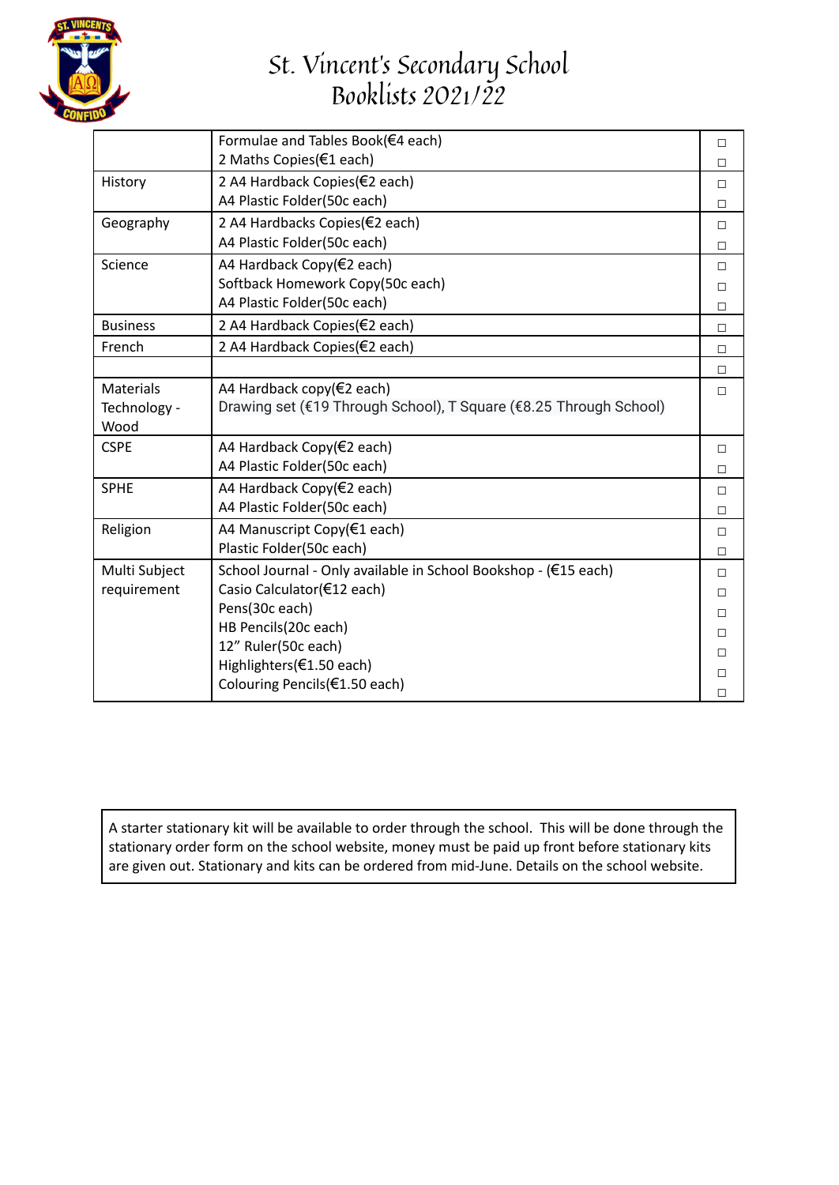# St. Vincent's Secondary School
## Booklists 2021/22

| | | |
|---|---|---|
| | Formulae and Tables Book(€4 each)<br>2 Maths Copies(€1 each) | ☐<br>☐ |
| History | 2 A4 Hardback Copies(€2 each)<br>A4 Plastic Folder(50c each) | ☐<br>☐ |
| Geography | 2 A4 Hardbacks Copies(€2 each)<br>A4 Plastic Folder(50c each) | ☐<br>☐ |
| Science | A4 Hardback Copy(€2 each)<br>Softback Homework Copy(50c each)<br>A4 Plastic Folder(50c each) | ☐<br>☐<br>☐ |
| Business | 2 A4 Hardback Copies(€2 each) | ☐ |
| French | 2 A4 Hardback Copies(€2 each) | ☐ |
| | | ☐ |
| Materials Technology - Wood | A4 Hardback copy(€2 each)<br>Drawing set (€19 Through School), T Square (€8.25 Through School) | ☐ |
| CSPE | A4 Hardback Copy(€2 each)<br>A4 Plastic Folder(50c each) | ☐<br>☐ |
| SPHE | A4 Hardback Copy(€2 each)<br>A4 Plastic Folder(50c each) | ☐<br>☐ |
| Religion | A4 Manuscript Copy(€1 each)<br>Plastic Folder(50c each) | ☐<br>☐ |
| Multi Subject requirement | School Journal - Only available in School Bookshop - (€15 each)<br>Casio Calculator(€12 each)<br>Pens(30c each)<br>HB Pencils(20c each)<br>12" Ruler(50c each)<br>Highlighters(€1.50 each)<br>Colouring Pencils(€1.50 each) | ☐<br>☐<br>☐<br>☐<br>☐<br>☐<br>☐ |

A starter stationary kit will be available to order through the school. This will be done through the stationary order form on the school website, money must be paid up front before stationary kits are given out. Stationary and kits can be ordered from mid-June. Details on the school website.